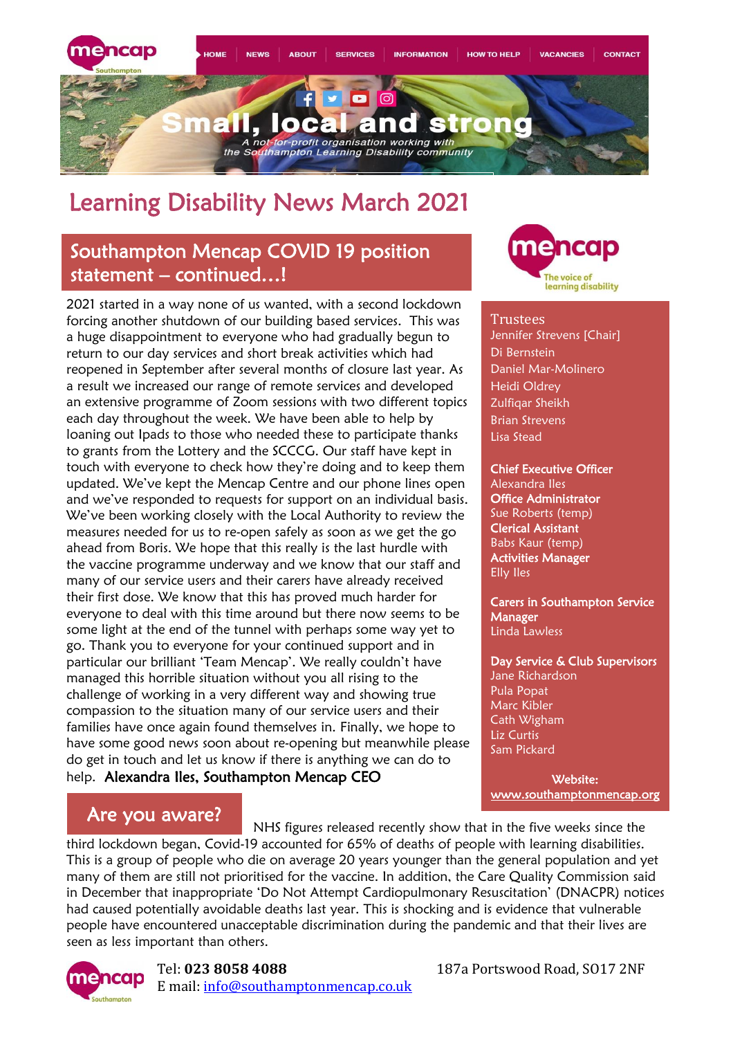HOME | NEWS | ABOUT | SERVICES | INFORMATION | HOW TO HELP | VACANCIES | CONTACT

Small, local and strong

*A not-for-profit organisation working with the Southampton Learning Disability community*

# Learning Disability News March 2021

## Southampton Mencap COVID 19 position statement – continued…!

2021 started in a way none of us wanted, with a second lockdown forcing another shutdown of our building based services. This was a huge disappointment to everyone who had gradually begun to return to our day services and short break activities which had reopened in September after several months of closure last year. As a result we increased our range of remote services and developed an extensive programme of Zoom sessions with two different topics each day throughout the week. We have been able to help by loaning out Ipads to those who needed these to participate thanks to grants from the Lottery and the SCCCG. Our staff have kept in touch with everyone to check how they're doing and to keep them updated. We've kept the Mencap Centre and our phone lines open and we've responded to requests for support on an individual basis. We've been working closely with the Local Authority to review the measures needed for us to re-open safely as soon as we get the go ahead from Boris. We hope that this really is the last hurdle with the vaccine programme underway and we know that our staff and many of our service users and their carers have already received their first dose. We know that this has proved much harder for everyone to deal with this time around but there now seems to be some light at the end of the tunnel with perhaps some way yet to go. Thank you to everyone for your continued support and in particular our brilliant 'Team Mencap'. We really couldn't have managed this horrible situation without you all rising to the challenge of working in a very different way and showing true compassion to the situation many of our service users and their families have once again found themselves in. Finally, we hope to have some good news soon about re-opening but meanwhile please do get in touch and let us know if there is anything we can do to help. **Alexandra Iles, Southampton Mencap CEO**

mencap – The voice of learning disability

**Trustees**
Jennifer Strevens [Chair]
Di Bernstein
Daniel Mar-Molinero
Heidi Oldrey
Zulfiqar Sheikh
Brian Strevens
Lisa Stead

**Chief Executive Officer**
Alexandra Iles

**Office Administrator**
Sue Roberts (temp)

**Clerical Assistant**
Babs Kaur (temp)

**Activities Manager**
Elly Iles

**Carers in Southampton Service Manager**
Linda Lawless

**Day Service & Club Supervisors**
Jane Richardson
Pula Popat
Marc Kibler
Cath Wigham
Liz Curtis
Sam Pickard

**Website:**
www.southamptonmencap.org

## Are you aware?

NHS figures released recently show that in the five weeks since the third lockdown began, Covid-19 accounted for 65% of deaths of people with learning disabilities. This is a group of people who die on average 20 years younger than the general population and yet many of them are still not prioritised for the vaccine. In addition, the Care Quality Commission said in December that inappropriate 'Do Not Attempt Cardiopulmonary Resuscitation' (DNACPR) notices had caused potentially avoidable deaths last year. This is shocking and is evidence that vulnerable people have encountered unacceptable discrimination during the pandemic and that their lives are seen as less important than others.

Tel: **023 8058 4088**
E mail: info@southamptonmencap.co.uk

187a Portswood Road, SO17 2NF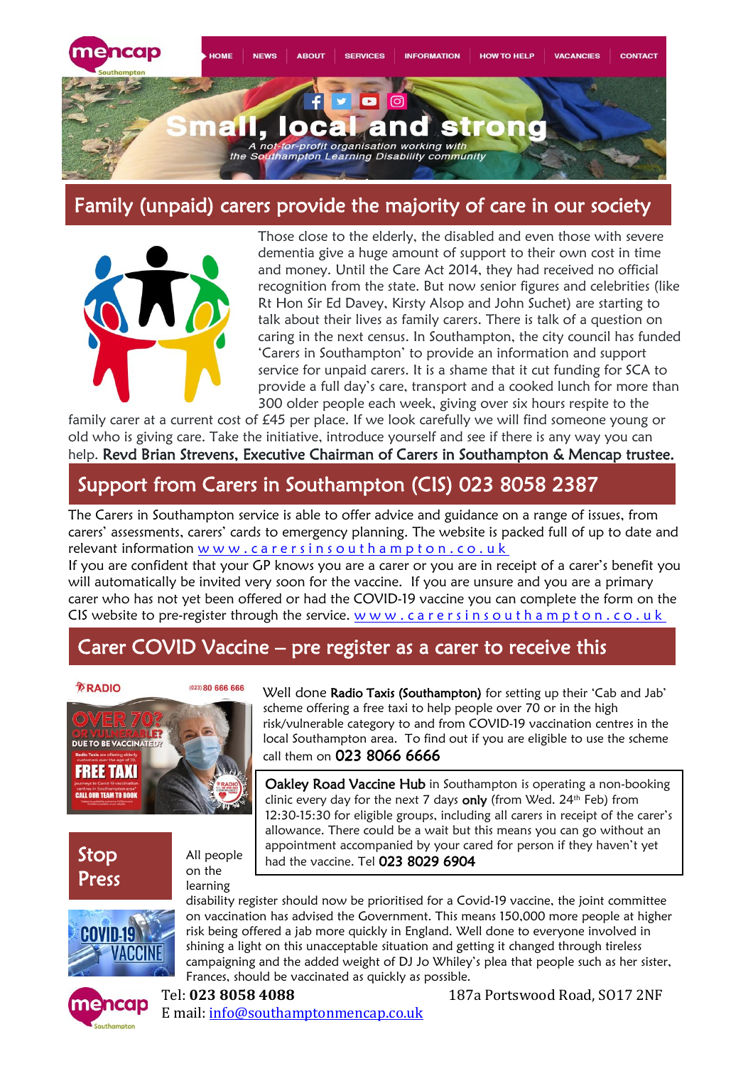mencap Southampton

HOME | NEWS | ABOUT | SERVICES | INFORMATION | HOW TO HELP | VACANCIES | CONTACT

Small, local and strong

*A not-for-profit organisation working with the Southampton Learning Disability community*

## Family (unpaid) carers provide the majority of care in our society

Those close to the elderly, the disabled and even those with severe dementia give a huge amount of support to their own cost in time and money. Until the Care Act 2014, they had received no official recognition from the state. But now senior figures and celebrities (like Rt Hon Sir Ed Davey, Kirsty Alsop and John Suchet) are starting to talk about their lives as family carers. There is talk of a question on caring in the next census. In Southampton, the city council has funded 'Carers in Southampton' to provide an information and support service for unpaid carers. It is a shame that it cut funding for SCA to provide a full day's care, transport and a cooked lunch for more than 300 older people each week, giving over six hours respite to the family carer at a current cost of £45 per place. If we look carefully we will find someone young or old who is giving care. Take the initiative, introduce yourself and see if there is any way you can help. **Revd Brian Strevens, Executive Chairman of Carers in Southampton & Mencap trustee.**

## Support from Carers in Southampton (CIS) 023 8058 2387

The Carers in Southampton service is able to offer advice and guidance on a range of issues, from carers' assessments, carers' cards to emergency planning. The website is packed full of up to date and relevant information www.carersinsouthampton.co.uk

If you are confident that your GP knows you are a carer or you are in receipt of a carer's benefit you will automatically be invited very soon for the vaccine. If you are unsure and you are a primary carer who has not yet been offered or had the COVID-19 vaccine you can complete the form on the CIS website to pre-register through the service. www.carersinsouthampton.co.uk

## Carer COVID Vaccine – pre register as a carer to receive this

Well done **Radio Taxis (Southampton)** for setting up their 'Cab and Jab' scheme offering a free taxi to help people over 70 or in the high risk/vulnerable category to and from COVID-19 vaccination centres in the local Southampton area. To find out if you are eligible to use the scheme call them on **023 8066 6666**

**Oakley Road Vaccine Hub** in Southampton is operating a non-booking clinic every day for the next 7 days **only** (from Wed. 24th Feb) from 12:30-15:30 for eligible groups, including all carers in receipt of the carer's allowance. There could be a wait but this means you can go without an appointment accompanied by your cared for person if they haven't yet had the vaccine. Tel **023 8029 6904**

## Stop Press

All people on the learning disability register should now be prioritised for a Covid-19 vaccine, the joint committee on vaccination has advised the Government. This means 150,000 more people at higher risk being offered a jab more quickly in England. Well done to everyone involved in shining a light on this unacceptable situation and getting it changed through tireless campaigning and the added weight of DJ Jo Whiley's plea that people such as her sister, Frances, should be vaccinated as quickly as possible.

Tel: **023 8058 4088** 187a Portswood Road, SO17 2NF

E mail: info@southamptonmencap.co.uk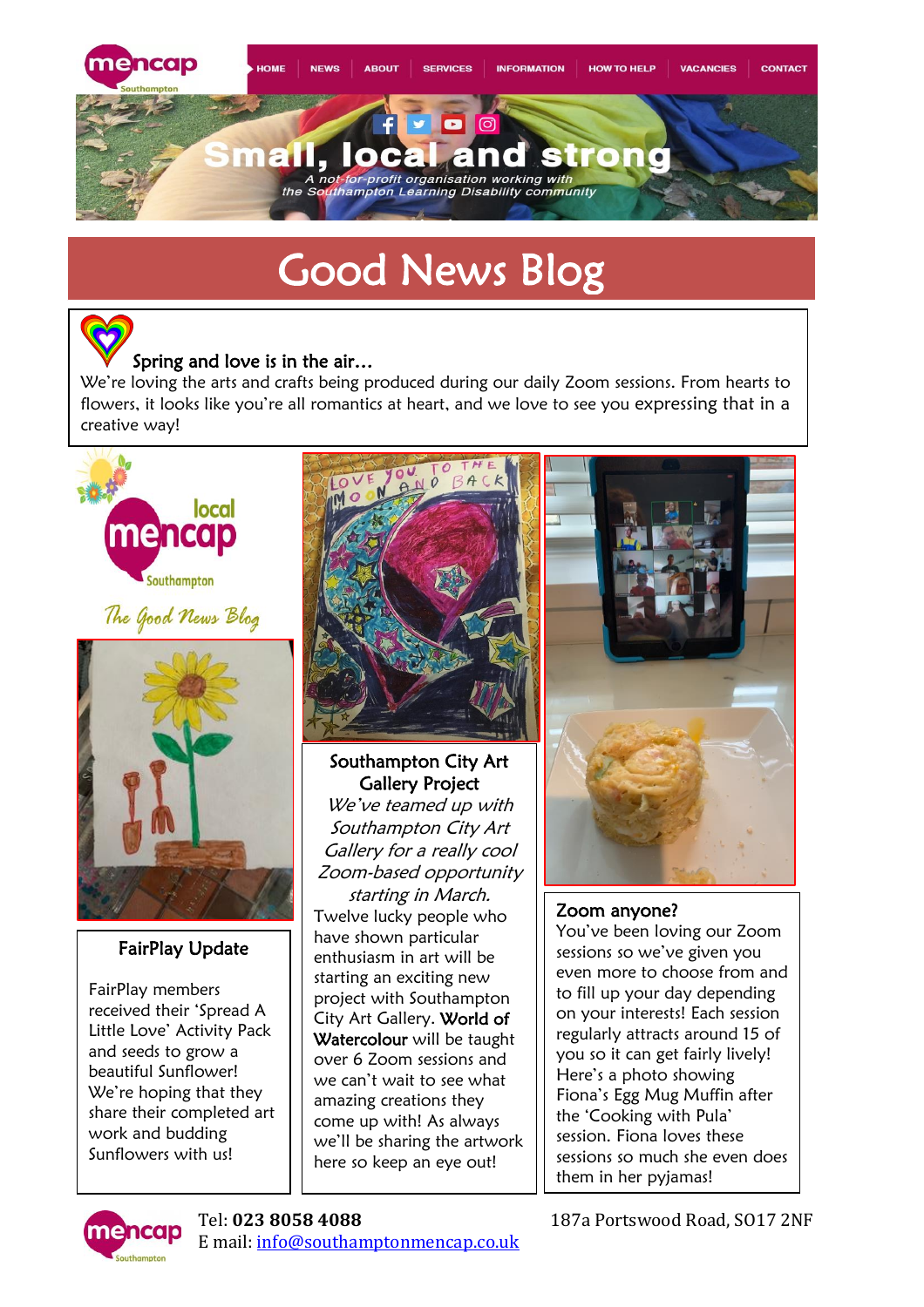HOME | NEWS | ABOUT | SERVICES | INFORMATION | HOW TO HELP | VACANCIES | CONTACT

**Small, local and strong**

*A not-for-profit organisation working with the Southampton Learning Disability community*

# Good News Blog

## Spring and love is in the air…

We're loving the arts and crafts being produced during our daily Zoom sessions. From hearts to flowers, it looks like you're all romantics at heart, and we love to see you expressing that in a creative way!

### FairPlay Update

FairPlay members received their 'Spread A Little Love' Activity Pack and seeds to grow a beautiful Sunflower! We're hoping that they share their completed art work and budding Sunflowers with us!

### Southampton City Art Gallery Project

*We've teamed up with Southampton City Art Gallery for a really cool Zoom-based opportunity starting in March.*

Twelve lucky people who have shown particular enthusiasm in art will be starting an exciting new project with Southampton City Art Gallery. World of Watercolour will be taught over 6 Zoom sessions and we can't wait to see what amazing creations they come up with! As always we'll be sharing the artwork here so keep an eye out!

### Zoom anyone?

You've been loving our Zoom sessions so we've given you even more to choose from and to fill up your day depending on your interests! Each session regularly attracts around 15 of you so it can get fairly lively! Here's a photo showing Fiona's Egg Mug Muffin after the 'Cooking with Pula' session. Fiona loves these sessions so much she even does them in her pyjamas!

Tel: **023 8058 4088**
E mail: info@southamptonmencap.co.uk

187a Portswood Road, SO17 2NF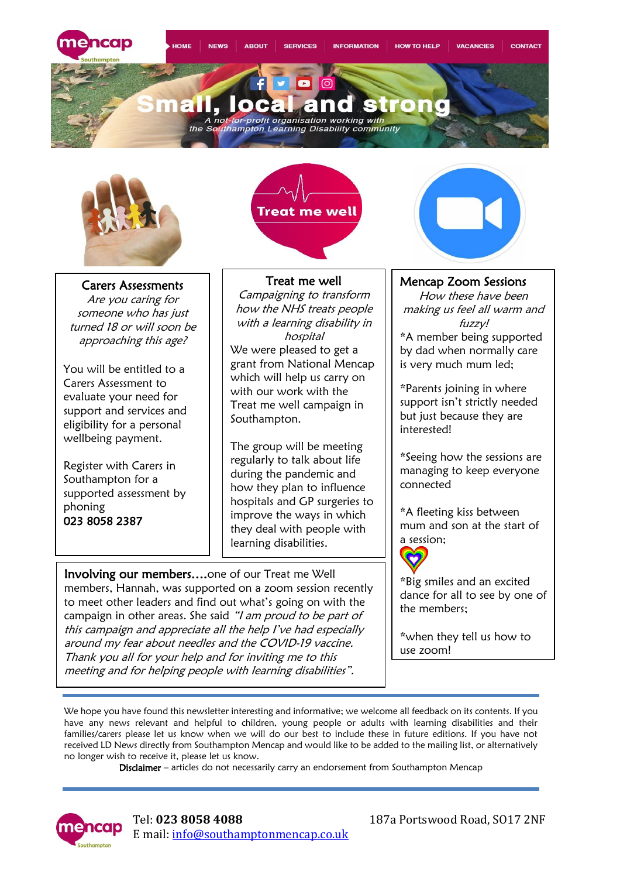HOME | NEWS | ABOUT | SERVICES | INFORMATION | HOW TO HELP | VACANCIES | CONTACT

# Small, local and strong

*A not-for-profit organisation working with the Southampton Learning Disability community*

## Carers Assessments

*Are you caring for someone who has just turned 18 or will soon be approaching this age?*

You will be entitled to a Carers Assessment to evaluate your need for support and services and eligibility for a personal wellbeing payment.

Register with Carers in Southampton for a supported assessment by phoning
**023 8058 2387**

## Treat me well

*Campaigning to transform how the NHS treats people with a learning disability in hospital*

We were pleased to get a grant from National Mencap which will help us carry on with our work with the Treat me well campaign in Southampton.

The group will be meeting regularly to talk about life during the pandemic and how they plan to influence hospitals and GP surgeries to improve the ways in which they deal with people with learning disabilities.

## Mencap Zoom Sessions

*How these have been making us feel all warm and fuzzy!*

*A member being supported by dad when normally care is very much mum led;

*Parents joining in where support isn't strictly needed but just because they are interested!

*Seeing how the sessions are managing to keep everyone connected

*A fleeting kiss between mum and son at the start of a session;

*Big smiles and an excited dance for all to see by one of the members;

*when they tell us how to use zoom!

**Involving our members….**one of our Treat me Well members, Hannah, was supported on a zoom session recently to meet other leaders and find out what's going on with the campaign in other areas. She said *"I am proud to be part of this campaign and appreciate all the help I've had especially around my fear about needles and the COVID-19 vaccine. Thank you all for your help and for inviting me to this meeting and for helping people with learning disabilities".*

---

We hope you have found this newsletter interesting and informative; we welcome all feedback on its contents. If you have any news relevant and helpful to children, young people or adults with learning disabilities and their families/carers please let us know when we will do our best to include these in future editions. If you have not received LD News directly from Southampton Mencap and would like to be added to the mailing list, or alternatively no longer wish to receive it, please let us know.

Disclaimer – articles do not necessarily carry an endorsement from Southampton Mencap

---

Tel: **023 8058 4088** 187a Portswood Road, SO17 2NF
E mail: info@southamptonmencap.co.uk